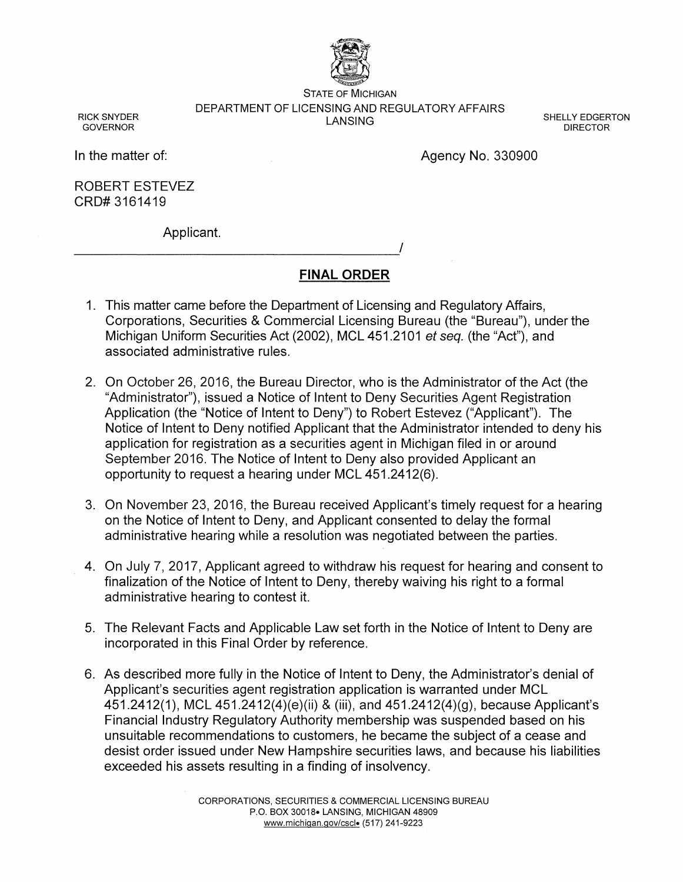STATE OF MICHIGAN

DEPARTMENT OF LICENSING AND REGULATORY AFFAIRS

LANSING

RICK SNYDER
GOVERNOR

SHELLY EDGERTON
DIRECTOR

In the matter of:

Agency No. 330900

ROBERT ESTEVEZ
CRD# 3161419

Applicant.

_______________________________________________/

## FINAL ORDER

1. This matter came before the Department of Licensing and Regulatory Affairs, Corporations, Securities & Commercial Licensing Bureau (the "Bureau"), under the Michigan Uniform Securities Act (2002), MCL 451.2101 *et seq.* (the "Act"), and associated administrative rules.

2. On October 26, 2016, the Bureau Director, who is the Administrator of the Act (the "Administrator"), issued a Notice of Intent to Deny Securities Agent Registration Application (the "Notice of Intent to Deny") to Robert Estevez ("Applicant"). The Notice of Intent to Deny notified Applicant that the Administrator intended to deny his application for registration as a securities agent in Michigan filed in or around September 2016. The Notice of Intent to Deny also provided Applicant an opportunity to request a hearing under MCL 451.2412(6).

3. On November 23, 2016, the Bureau received Applicant's timely request for a hearing on the Notice of Intent to Deny, and Applicant consented to delay the formal administrative hearing while a resolution was negotiated between the parties.

4. On July 7, 2017, Applicant agreed to withdraw his request for hearing and consent to finalization of the Notice of Intent to Deny, thereby waiving his right to a formal administrative hearing to contest it.

5. The Relevant Facts and Applicable Law set forth in the Notice of Intent to Deny are incorporated in this Final Order by reference.

6. As described more fully in the Notice of Intent to Deny, the Administrator's denial of Applicant's securities agent registration application is warranted under MCL 451.2412(1), MCL 451.2412(4)(e)(ii) & (iii), and 451.2412(4)(g), because Applicant's Financial Industry Regulatory Authority membership was suspended based on his unsuitable recommendations to customers, he became the subject of a cease and desist order issued under New Hampshire securities laws, and because his liabilities exceeded his assets resulting in a finding of insolvency.

CORPORATIONS, SECURITIES & COMMERCIAL LICENSING BUREAU
P.O. BOX 30018• LANSING, MICHIGAN 48909
www.michigan.gov/cscl• (517) 241-9223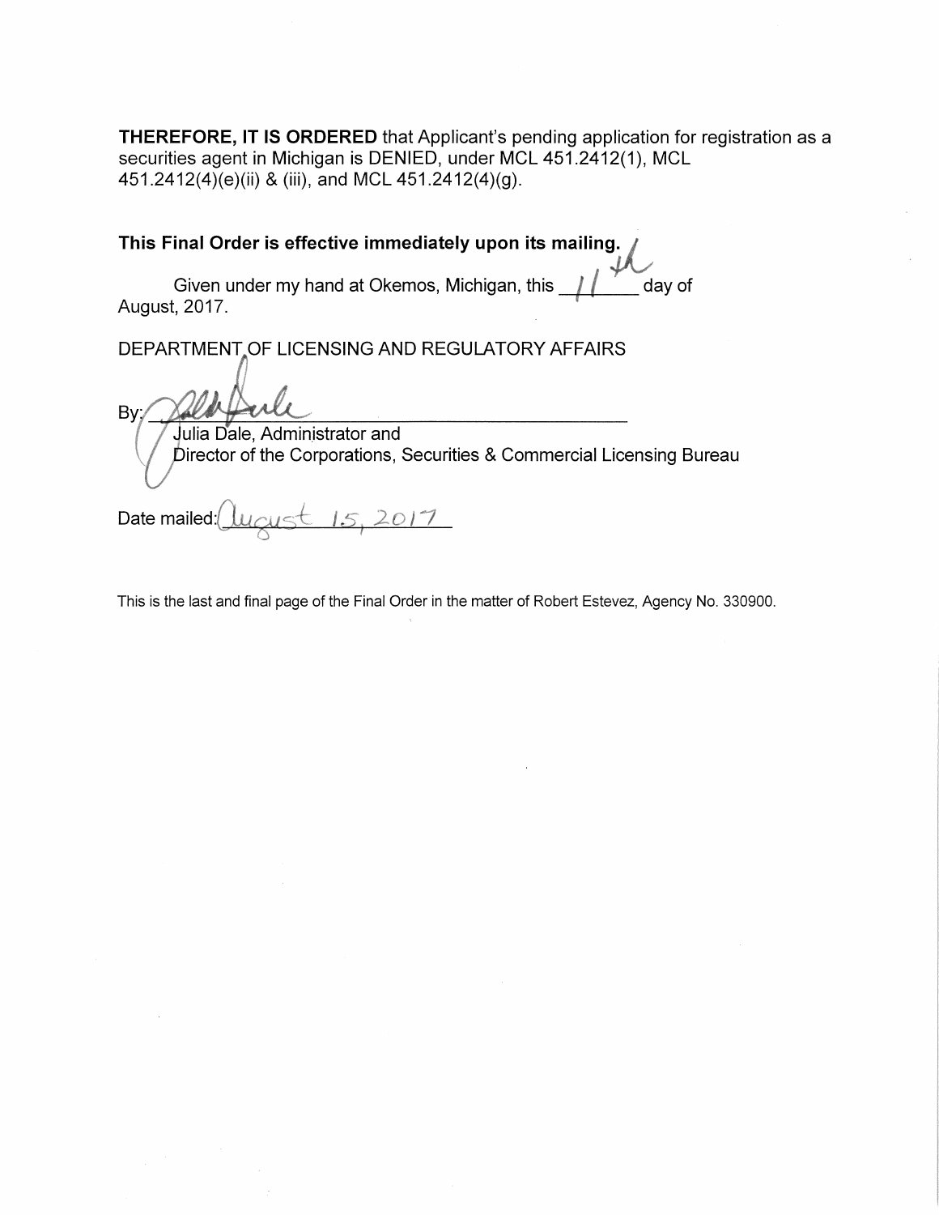**THEREFORE, IT IS ORDERED** that Applicant's pending application for registration as a securities agent in Michigan is DENIED, under MCL 451.2412(1), MCL 451.2412(4)(e)(ii) & (iii), and MCL 451.2412(4)(g).

**This Final Order is effective immediately upon its mailing.**

Given under my hand at Okemos, Michigan, this 11th day of August, 2017.

DEPARTMENT OF LICENSING AND REGULATORY AFFAIRS

By: ______________________________

Julia Dale, Administrator and
Director of the Corporations, Securities & Commercial Licensing Bureau

Date mailed: August 15, 2017

This is the last and final page of the Final Order in the matter of Robert Estevez, Agency No. 330900.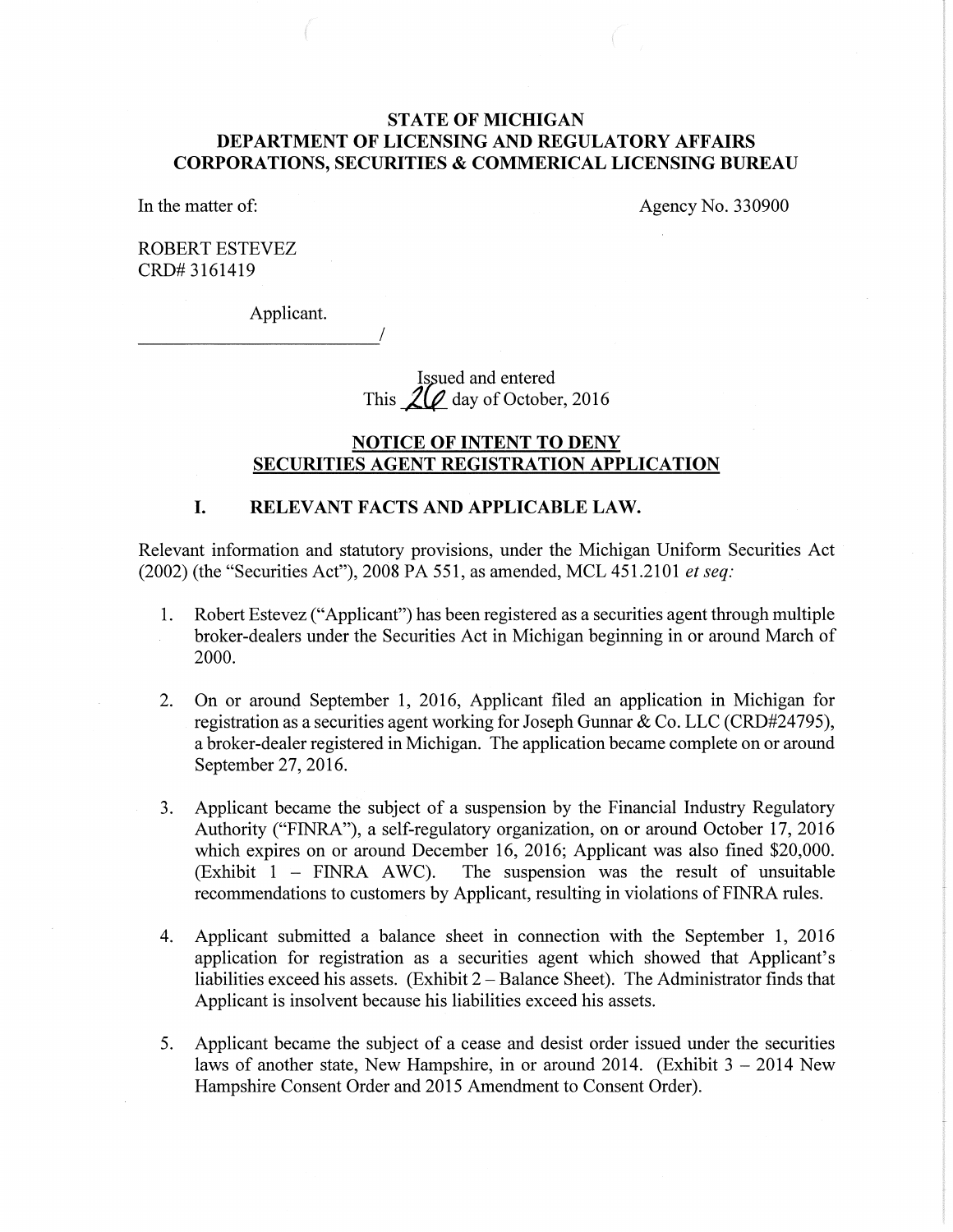**STATE OF MICHIGAN**
**DEPARTMENT OF LICENSING AND REGULATORY AFFAIRS**
**CORPORATIONS, SECURITIES & COMMERICAL LICENSING BUREAU**

In the matter of: Agency No. 330900

ROBERT ESTEVEZ
CRD# 3161419

Applicant.
______________________________/

Issued and entered
This 26 day of October, 2016

## NOTICE OF INTENT TO DENY SECURITIES AGENT REGISTRATION APPLICATION

### I. RELEVANT FACTS AND APPLICABLE LAW.

Relevant information and statutory provisions, under the Michigan Uniform Securities Act (2002) (the "Securities Act"), 2008 PA 551, as amended, MCL 451.2101 *et seq:*

1. Robert Estevez ("Applicant") has been registered as a securities agent through multiple broker-dealers under the Securities Act in Michigan beginning in or around March of 2000.

2. On or around September 1, 2016, Applicant filed an application in Michigan for registration as a securities agent working for Joseph Gunnar & Co. LLC (CRD#24795), a broker-dealer registered in Michigan. The application became complete on or around September 27, 2016.

3. Applicant became the subject of a suspension by the Financial Industry Regulatory Authority ("FINRA"), a self-regulatory organization, on or around October 17, 2016 which expires on or around December 16, 2016; Applicant was also fined $20,000. (Exhibit 1 – FINRA AWC). The suspension was the result of unsuitable recommendations to customers by Applicant, resulting in violations of FINRA rules.

4. Applicant submitted a balance sheet in connection with the September 1, 2016 application for registration as a securities agent which showed that Applicant's liabilities exceed his assets. (Exhibit 2 – Balance Sheet). The Administrator finds that Applicant is insolvent because his liabilities exceed his assets.

5. Applicant became the subject of a cease and desist order issued under the securities laws of another state, New Hampshire, in or around 2014. (Exhibit 3 – 2014 New Hampshire Consent Order and 2015 Amendment to Consent Order).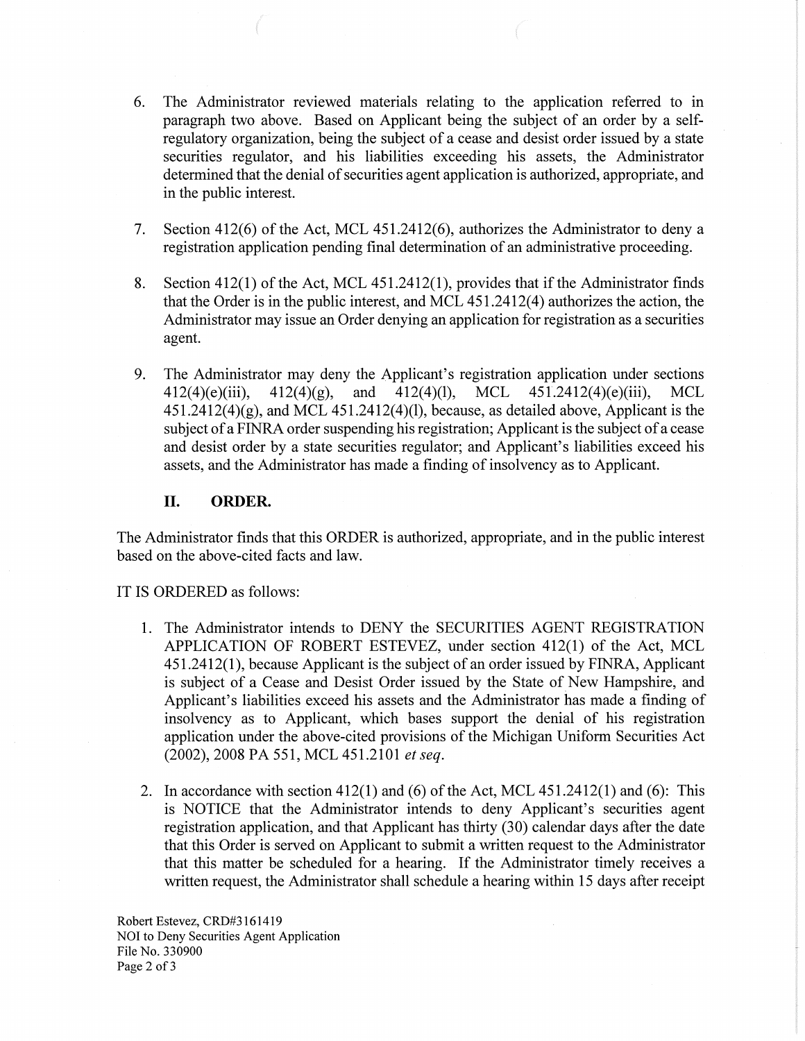6. The Administrator reviewed materials relating to the application referred to in paragraph two above. Based on Applicant being the subject of an order by a self-regulatory organization, being the subject of a cease and desist order issued by a state securities regulator, and his liabilities exceeding his assets, the Administrator determined that the denial of securities agent application is authorized, appropriate, and in the public interest.

7. Section 412(6) of the Act, MCL 451.2412(6), authorizes the Administrator to deny a registration application pending final determination of an administrative proceeding.

8. Section 412(1) of the Act, MCL 451.2412(1), provides that if the Administrator finds that the Order is in the public interest, and MCL 451.2412(4) authorizes the action, the Administrator may issue an Order denying an application for registration as a securities agent.

9. The Administrator may deny the Applicant's registration application under sections 412(4)(e)(iii), 412(4)(g), and 412(4)(l), MCL 451.2412(4)(e)(iii), MCL 451.2412(4)(g), and MCL 451.2412(4)(l), because, as detailed above, Applicant is the subject of a FINRA order suspending his registration; Applicant is the subject of a cease and desist order by a state securities regulator; and Applicant's liabilities exceed his assets, and the Administrator has made a finding of insolvency as to Applicant.

## II. ORDER.

The Administrator finds that this ORDER is authorized, appropriate, and in the public interest based on the above-cited facts and law.

IT IS ORDERED as follows:

1. The Administrator intends to DENY the SECURITIES AGENT REGISTRATION APPLICATION OF ROBERT ESTEVEZ, under section 412(1) of the Act, MCL 451.2412(1), because Applicant is the subject of an order issued by FINRA, Applicant is subject of a Cease and Desist Order issued by the State of New Hampshire, and Applicant's liabilities exceed his assets and the Administrator has made a finding of insolvency as to Applicant, which bases support the denial of his registration application under the above-cited provisions of the Michigan Uniform Securities Act (2002), 2008 PA 551, MCL 451.2101 *et seq*.

2. In accordance with section 412(1) and (6) of the Act, MCL 451.2412(1) and (6): This is NOTICE that the Administrator intends to deny Applicant's securities agent registration application, and that Applicant has thirty (30) calendar days after the date that this Order is served on Applicant to submit a written request to the Administrator that this matter be scheduled for a hearing. If the Administrator timely receives a written request, the Administrator shall schedule a hearing within 15 days after receipt

Robert Estevez, CRD#3161419
NOI to Deny Securities Agent Application
File No. 330900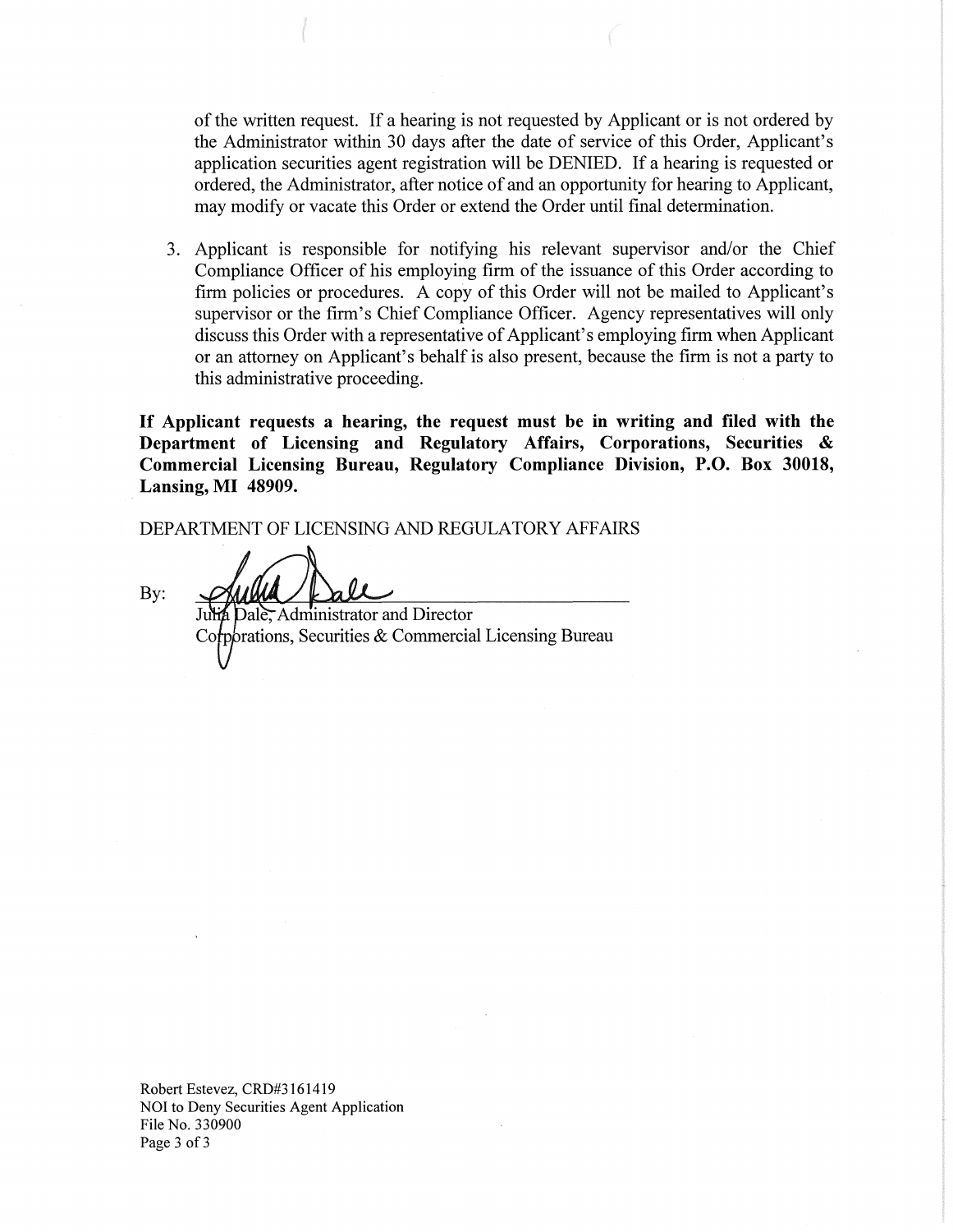of the written request. If a hearing is not requested by Applicant or is not ordered by the Administrator within 30 days after the date of service of this Order, Applicant's application securities agent registration will be DENIED. If a hearing is requested or ordered, the Administrator, after notice of and an opportunity for hearing to Applicant, may modify or vacate this Order or extend the Order until final determination.

3. Applicant is responsible for notifying his relevant supervisor and/or the Chief Compliance Officer of his employing firm of the issuance of this Order according to firm policies or procedures. A copy of this Order will not be mailed to Applicant's supervisor or the firm's Chief Compliance Officer. Agency representatives will only discuss this Order with a representative of Applicant's employing firm when Applicant or an attorney on Applicant's behalf is also present, because the firm is not a party to this administrative proceeding.

**If Applicant requests a hearing, the request must be in writing and filed with the Department of Licensing and Regulatory Affairs, Corporations, Securities & Commercial Licensing Bureau, Regulatory Compliance Division, P.O. Box 30018, Lansing, MI 48909.**

DEPARTMENT OF LICENSING AND REGULATORY AFFAIRS

By: ______________________________
Julia Dale, Administrator and Director
Corporations, Securities & Commercial Licensing Bureau

Robert Estevez, CRD#3161419
NOI to Deny Securities Agent Application
File No. 330900